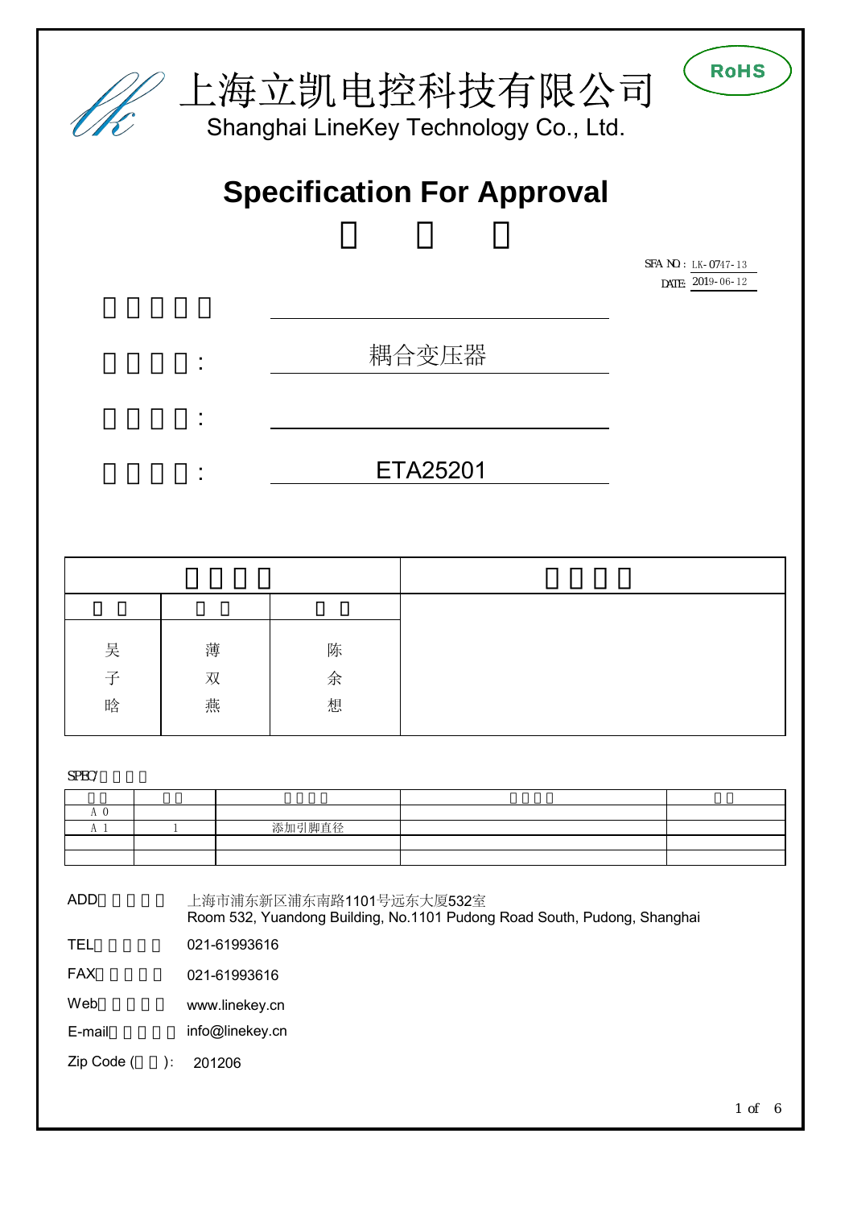上海立凯电控科技有限公司

Shanghai LineKey Technology Co., Ltd.

RoHS

# Specification For Approval

SFA NO：LK-0747-13

DATE: 2019-06-12

:

: 耦合变压器

:

: ETA25201

| | | | |
|---|---|---|---|
| | | | |
| 吴子晗 | 薄双燕 | 陈余想 | |

SPEC/

| | | | | |
|---|---|---|---|---|
| A0 | | | | |
| A1 | 1 | 添加引脚直径 | | |
| | | | | |
| | | | | |

ADD: 上海市浦东新区浦东南路1101号远东大厦532室
Room 532, Yuandong Building, No.1101 Pudong Road South, Pudong, Shanghai

TEL: 021-61993616

FAX: 021-61993616

Web: www.linekey.cn

E-mail: info@linekey.cn

Zip Code ( ): 201206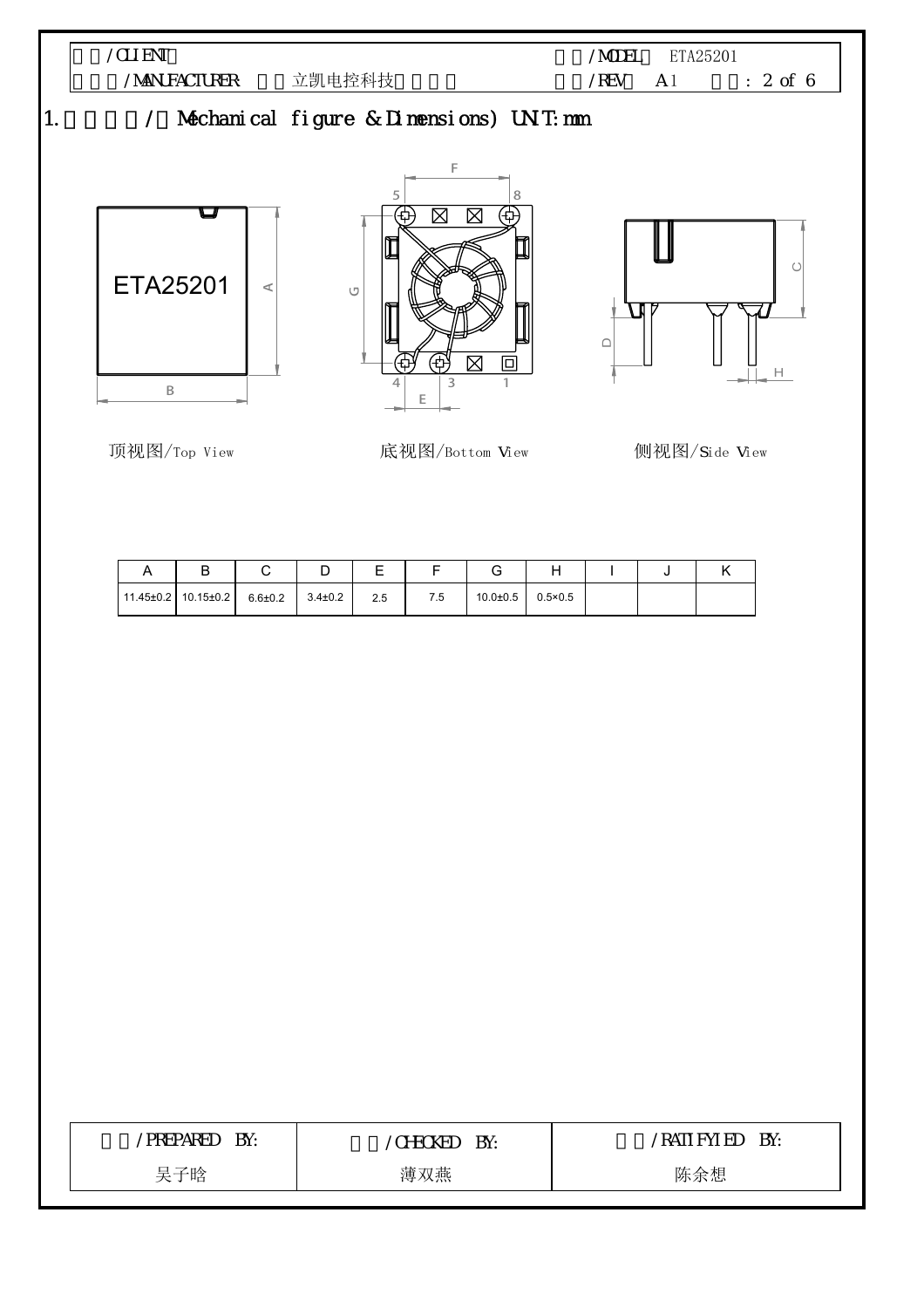| 客户/CLIENT | | 型号/MODEL | ETA25201 |
| --- | --- | --- | --- |
| 制造商/MANUFACTURER | 立凯电控科技 | 版本/REV | A1 |

## 1. 外形尺寸/（Mechanical figure & Dimensions) UNIT:mm

顶视图/Top View

底视图/Bottom View

侧视图/Side View

| A | B | C | D | E | F | G | H | I | J | K |
| --- | --- | --- | --- | --- | --- | --- | --- | --- | --- | --- |
| 11.45±0.2 | 10.15±0.2 | 6.6±0.2 | 3.4±0.2 | 2.5 | 7.5 | 10.0±0.5 | 0.5×0.5 | | | |

| 制定/PREPARED BY: | 审核/CHECKED BY: | 批准/RATIFYIED BY: |
| --- | --- | --- |
| 吴子晗 | 薄双燕 | 陈余想 |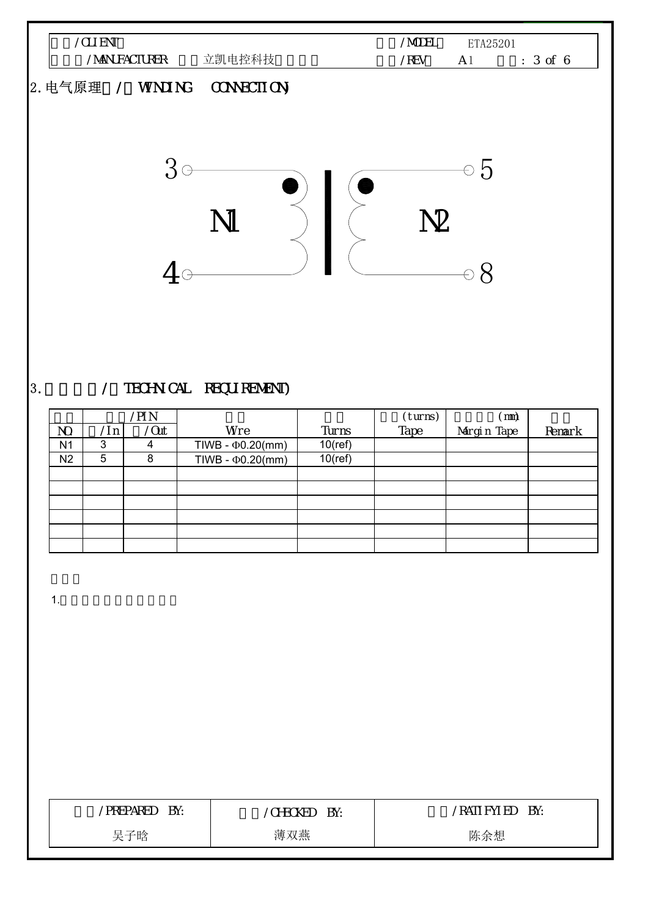| /CLIENT | | /MODEL | ETA25201 |
| --- | --- | --- | --- |
| /MANUFACTURER | 立凯电控科技 | /REV | A1 |

## 2.电气原理 / WINDING CONNECTION

3 ○ N1 ○ 4 — ● — ● — 5 ○ N2 ○ 8

## 3. / TECHNICAL REQUIREMENT

| NO. | /PIN /In | /Out | Wire | Turns | (turns) Tape | (mm) Margin Tape | Remark |
| --- | --- | --- | --- | --- | --- | --- | --- |
| N1 | 3 | 4 | TIWB - Φ0.20(mm) | 10(ref) | | | |
| N2 | 5 | 8 | TIWB - Φ0.20(mm) | 10(ref) | | | |
| | | | | | | | |
| | | | | | | | |
| | | | | | | | |
| | | | | | | | |
| | | | | | | | |
| | | | | | | | |

1.

| /PREPARED BY: | /CHECKED BY: | /RATIFYIED BY: |
| --- | --- | --- |
| 吴子晗 | 薄双燕 | 陈余想 |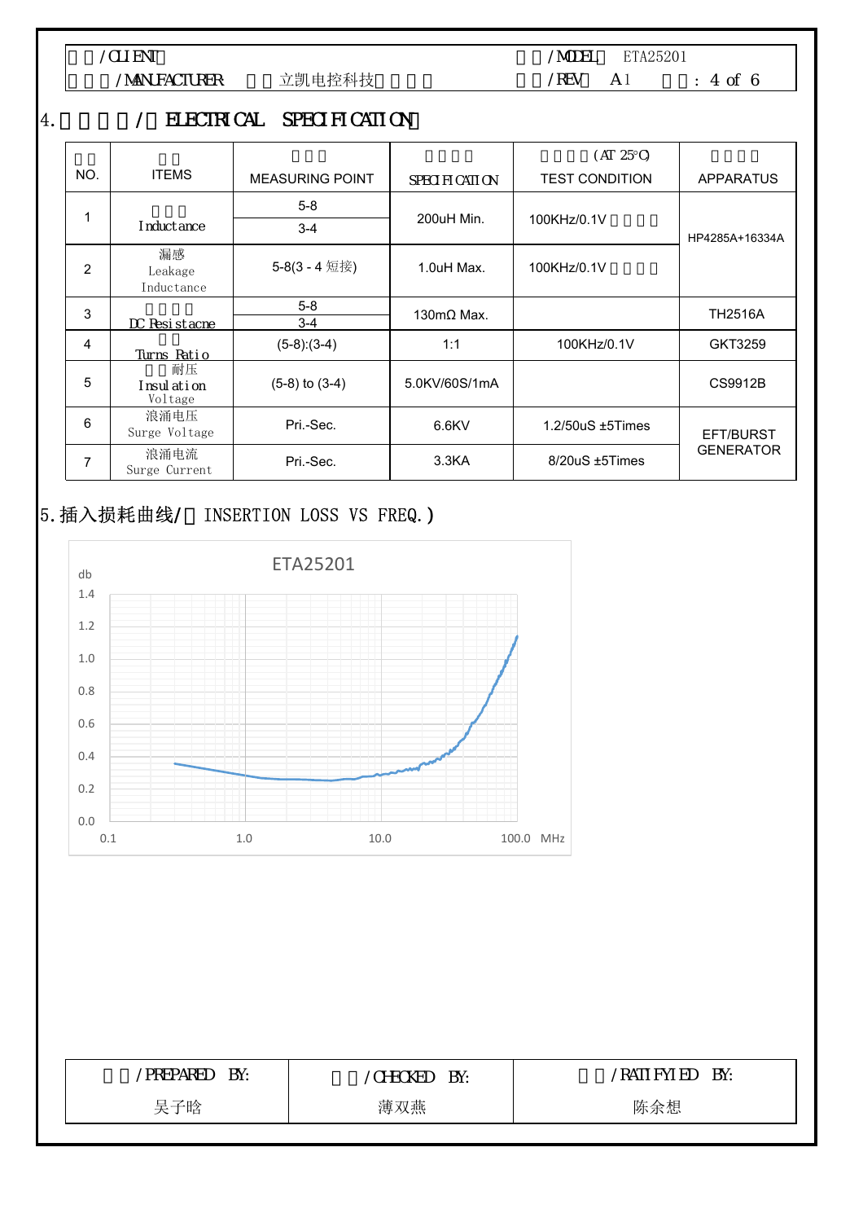| /CLIENT | | /MODEL | ETA25201 |
|---|---|---|---|
| /MANUFACTURER | 立凯电控科技 | /REV | A1 |

## 4. /ELECTRICAL SPECIFICATION

| NO. | ITEMS | MEASURING POINT | SPECIFICATION | (AT 25℃) TEST CONDITION | APPARATUS |
|---|---|---|---|---|---|
| 1 | Inductance | 5-8 | 200uH Min. | 100KHz/0.1V | HP4285A+16334A |
| | | 3-4 | | | |
| 2 | 漏感 Leakage Inductance | 5-8(3 - 4 短接) | 1.0uH Max. | 100KHz/0.1V | |
| 3 | DC Resistacne | 5-8 | 130mΩ Max. | | TH2516A |
| | | 3-4 | | | |
| 4 | Turns Ratio | (5-8):(3-4) | 1:1 | 100KHz/0.1V | GKT3259 |
| 5 | 耐压 Insulation Voltage | (5-8) to (3-4) | 5.0KV/60S/1mA | | CS9912B |
| 6 | 浪涌电压 Surge Voltage | Pri.-Sec. | 6.6KV | 1.2/50uS ±5Times | EFT/BURST GENERATOR |
| 7 | 浪涌电流 Surge Current | Pri.-Sec. | 3.3KA | 8/20uS ±5Times | |

## 5.插入损耗曲线/（INSERTION LOSS VS FREQ.）

ETA25201

| /PREPARED BY: | /CHECKED BY: | /RATIFYIED BY: |
|---|---|---|
| 吴子晗 | 薄双燕 | 陈余想 |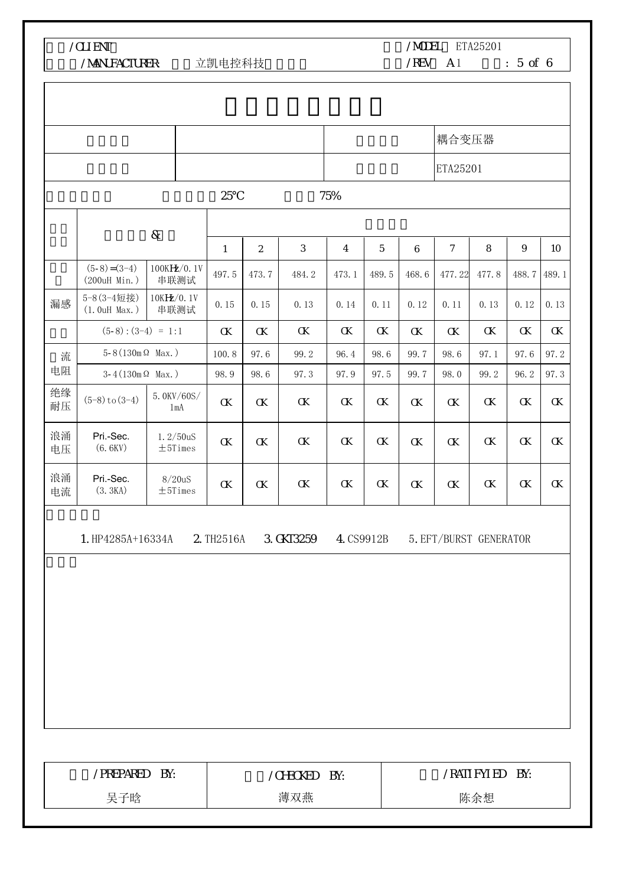| /CLIENT | | /MODEL | ETA25201 |
|---|---|---|---|
| /MANUFACTURER: | 立凯电控科技 | /REV | A1 |

| | | | | 耦合变压器 |
|---|---|---|---|---|
| | | | | ETA25201 |

25℃ 75%

| | & | | | | | | | | | | | |
|---|---|---|---|---|---|---|---|---|---|---|---|---|
| | | | 1 | 2 | 3 | 4 | 5 | 6 | 7 | 8 | 9 | 10 |
| | (5-8)=(3-4) (200uH Min.) | 100KHz/0.1V 串联测试 | 497.5 | 473.7 | 484.2 | 473.1 | 489.5 | 468.6 | 477.22 | 477.8 | 488.7 | 489.1 |
| 漏感 | 5-8(3-4短接) (1.0uH Max.) | 10KHz/0.1V 串联测试 | 0.15 | 0.15 | 0.13 | 0.14 | 0.11 | 0.12 | 0.11 | 0.13 | 0.12 | 0.13 |
| | (5-8):(3-4) = 1:1 | | OK | OK | OK | OK | OK | OK | OK | OK | OK | OK |
| 流电阻 | 5-8(130mΩ Max.) | | 100.8 | 97.6 | 99.2 | 96.4 | 98.6 | 99.7 | 98.6 | 97.1 | 97.6 | 97.2 |
| | 3-4(130mΩ Max.) | | 98.9 | 98.6 | 97.3 | 97.9 | 97.5 | 99.7 | 98.0 | 99.2 | 96.2 | 97.3 |
| 绝缘耐压 | (5-8)to(3-4) | 5.0KV/60S/1mA | OK | OK | OK | OK | OK | OK | OK | OK | OK | OK |
| 浪涌电压 | Pri.-Sec. (6.6KV) | 1.2/50uS ±5Times | OK | OK | OK | OK | OK | OK | OK | OK | OK | OK |
| 浪涌电流 | Pri.-Sec. (3.3KA) | 8/20uS ±5Times | OK | OK | OK | OK | OK | OK | OK | OK | OK | OK |

1. HP4285A+16334A 2. TH2516A 3. GKT3259 4. CS9912B 5. EFT/BURST GENERATOR

| /PREPARED BY: | /CHECKED BY: | /RATIFYIED BY: |
|---|---|---|
| 吴子晗 | 薄双燕 | 陈余想 |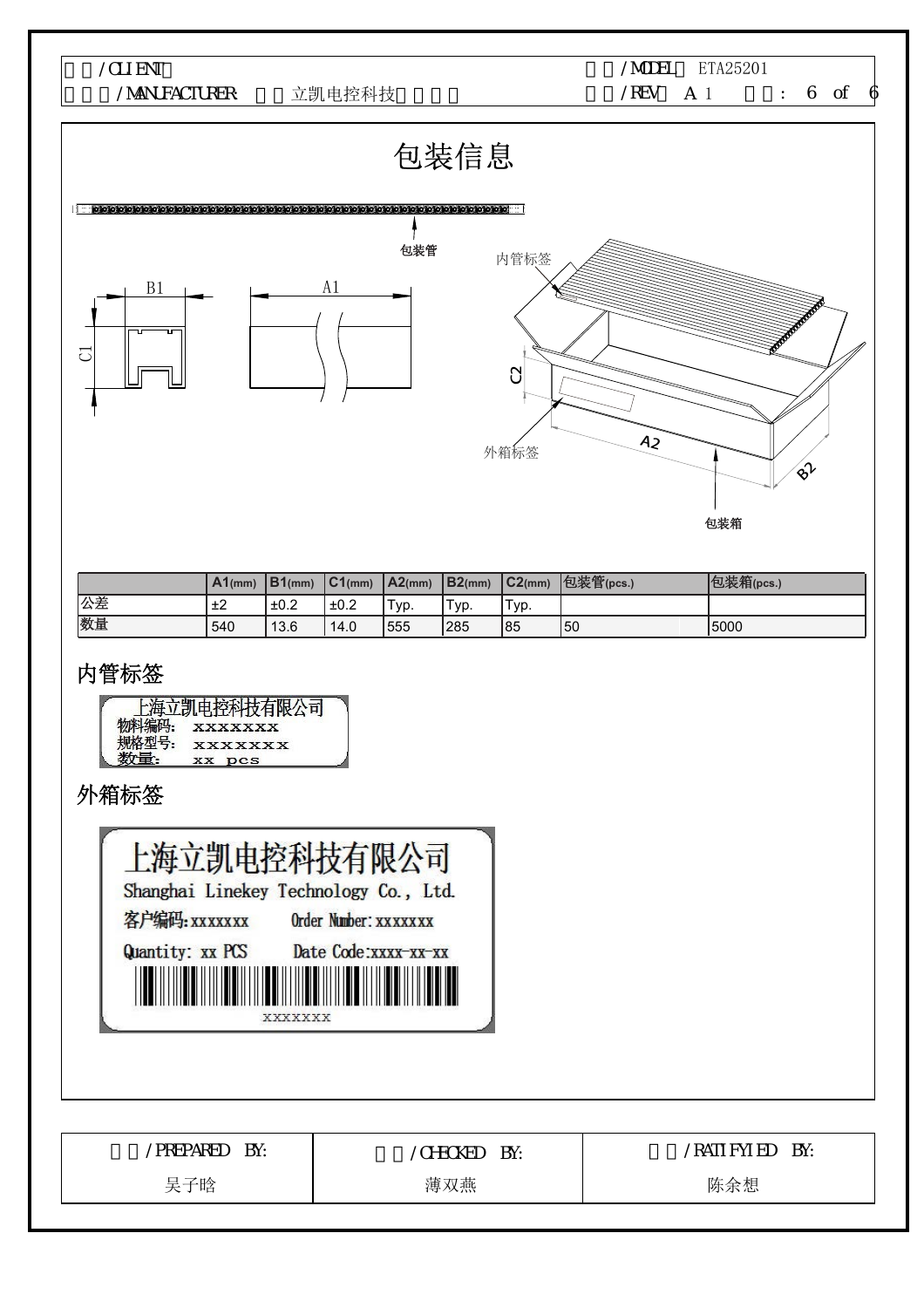# 包装信息

包装管

内管标签

B1

A1

C1

C2

A2

B2

外箱标签

包装箱

| | A1(mm) | B1(mm) | C1(mm) | A2(mm) | B2(mm) | C2(mm) | 包装管(pcs.) | 包装箱(pcs.) |
|---|---|---|---|---|---|---|---|---|
| 公差 | ±2 | ±0.2 | ±0.2 | Typ. | Typ. | Typ. | | |
| 数量 | 540 | 13.6 | 14.0 | 555 | 285 | 85 | 50 | 5000 |

## 内管标签

上海立凯电控科技有限公司
物料编码: xxxxxxx
规格型号: xxxxxxx
数量: xx pcs

## 外箱标签

上海立凯电控科技有限公司
Shanghai Linekey Technology Co., Ltd.
客户编码:xxxxxxx Order Number:xxxxxxx
Quantity: xx PCS Date Code:xxxx-xx-xx
xxxxxxx

| 编制/PREPARED BY: | 审核/CHECKED BY: | 批准/RATIFYIED BY: |
|---|---|---|
| 吴子晗 | 薄双燕 | 陈余想 |